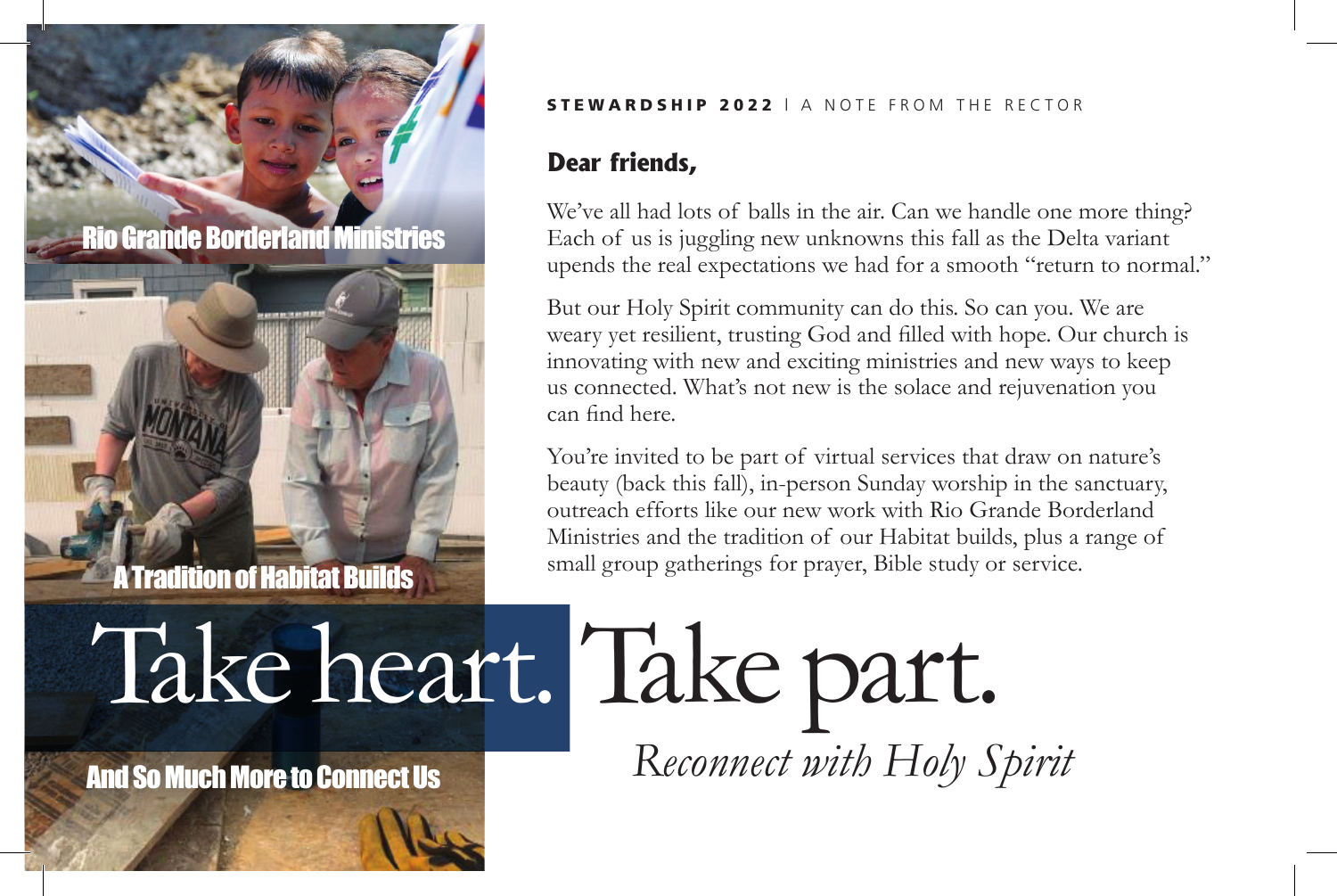Rio Grande Borderland Ministries

A Tradition of Habitat Builds

And So Much More to Connect Us

**STEWARDSHIP 2022** | A NOTE FROM THE RECTOR

## Dear friends,

We've all had lots of balls in the air. Can we handle one more thing? Each of us is juggling new unknowns this fall as the Delta variant upends the real expectations we had for a smooth "return to normal."

But our Holy Spirit community can do this. So can you. We are weary yet resilient, trusting God and filled with hope. Our church is innovating with new and exciting ministries and new ways to keep us connected. What's not new is the solace and rejuvenation you can find here.

You're invited to be part of virtual services that draw on nature's beauty (back this fall), in-person Sunday worship in the sanctuary, outreach efforts like our new work with Rio Grande Borderland Ministries and the tradition of our Habitat builds, plus a range of small group gatherings for prayer, Bible study or service.

# Take heart. Take part.

*Reconnect with Holy Spirit*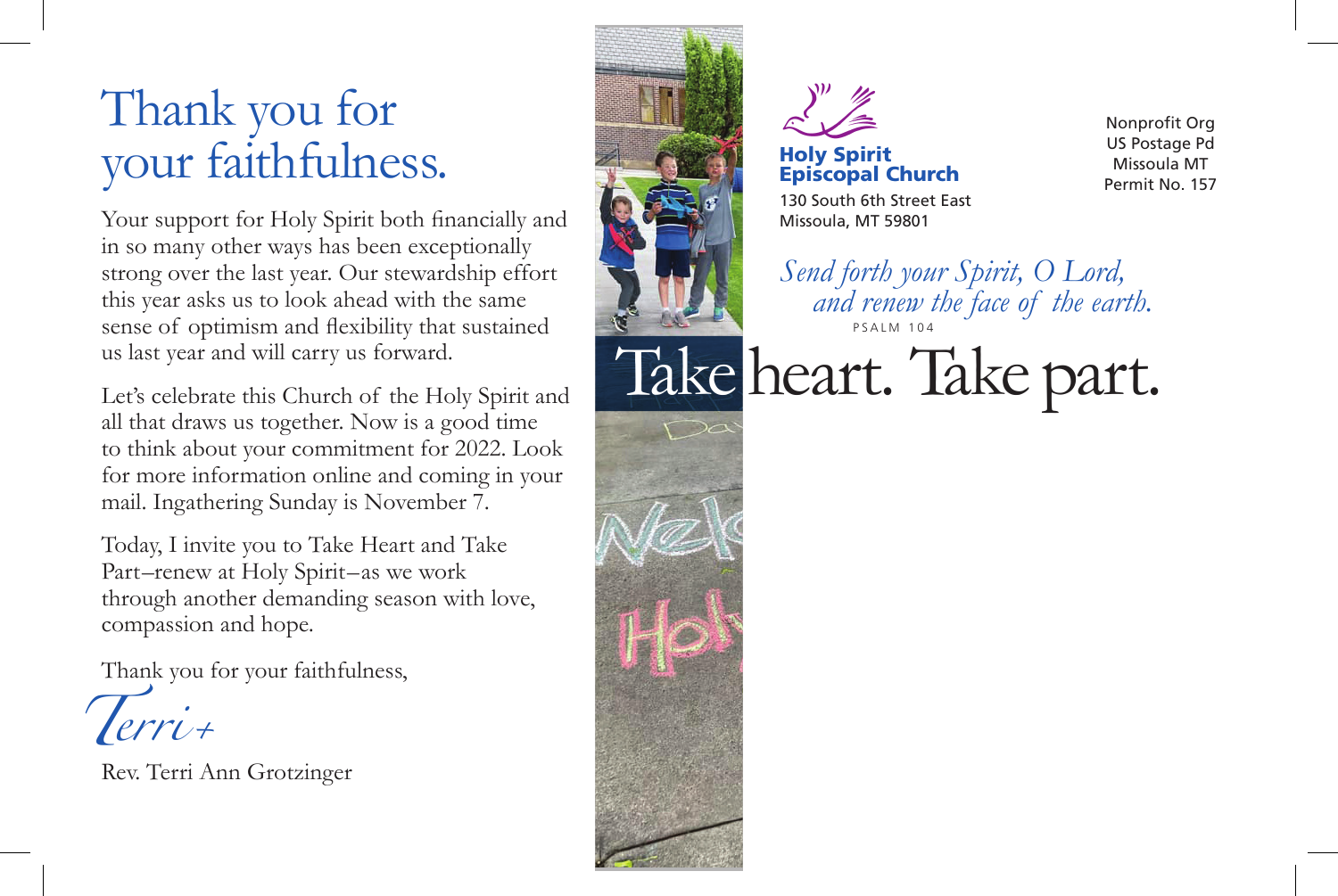# Thank you for your faithfulness.

Your support for Holy Spirit both financially and in so many other ways has been exceptionally strong over the last year. Our stewardship effort this year asks us to look ahead with the same sense of optimism and flexibility that sustained us last year and will carry us forward.

Let's celebrate this Church of the Holy Spirit and all that draws us together. Now is a good time to think about your commitment for 2022. Look for more information online and coming in your mail. Ingathering Sunday is November 7.

Today, I invite you to Take Heart and Take Part–renew at Holy Spirit–as we work through another demanding season with love, compassion and hope.

Thank you for your faithfulness,

*Terri+*

Rev. Terri Ann Grotzinger

**Holy Spirit Episcopal Church**
130 South 6th Street East
Missoula, MT 59801

Nonprofit Org
US Postage Pd
Missoula MT
Permit No. 157

*Send forth your Spirit, O Lord, and renew the face of the earth.*
PSALM 104

# Take heart. Take part.